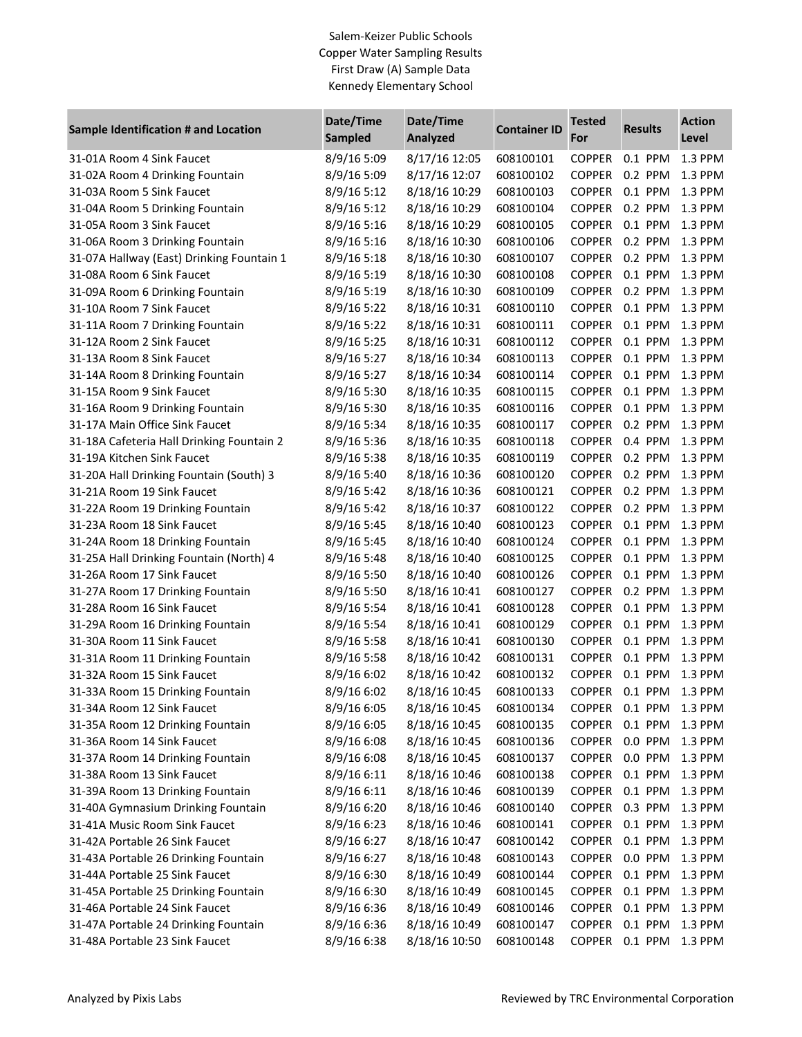Salem-Keizer Public Schools
Copper Water Sampling Results
First Draw (A) Sample Data
Kennedy Elementary School

| Sample Identification # and Location | Date/Time Sampled | Date/Time Analyzed | Container ID | Tested For | Results | Action Level |
|---|---|---|---|---|---|---|
| 31-01A Room 4 Sink Faucet | 8/9/16 5:09 | 8/17/16 12:05 | 608100101 | COPPER | 0.1 PPM | 1.3 PPM |
| 31-02A Room 4 Drinking Fountain | 8/9/16 5:09 | 8/17/16 12:07 | 608100102 | COPPER | 0.2 PPM | 1.3 PPM |
| 31-03A Room 5 Sink Faucet | 8/9/16 5:12 | 8/18/16 10:29 | 608100103 | COPPER | 0.1 PPM | 1.3 PPM |
| 31-04A Room 5 Drinking Fountain | 8/9/16 5:12 | 8/18/16 10:29 | 608100104 | COPPER | 0.2 PPM | 1.3 PPM |
| 31-05A Room 3 Sink Faucet | 8/9/16 5:16 | 8/18/16 10:29 | 608100105 | COPPER | 0.1 PPM | 1.3 PPM |
| 31-06A Room 3 Drinking Fountain | 8/9/16 5:16 | 8/18/16 10:30 | 608100106 | COPPER | 0.2 PPM | 1.3 PPM |
| 31-07A Hallway (East) Drinking Fountain 1 | 8/9/16 5:18 | 8/18/16 10:30 | 608100107 | COPPER | 0.2 PPM | 1.3 PPM |
| 31-08A Room 6 Sink Faucet | 8/9/16 5:19 | 8/18/16 10:30 | 608100108 | COPPER | 0.1 PPM | 1.3 PPM |
| 31-09A Room 6 Drinking Fountain | 8/9/16 5:19 | 8/18/16 10:30 | 608100109 | COPPER | 0.2 PPM | 1.3 PPM |
| 31-10A Room 7 Sink Faucet | 8/9/16 5:22 | 8/18/16 10:31 | 608100110 | COPPER | 0.1 PPM | 1.3 PPM |
| 31-11A Room 7 Drinking Fountain | 8/9/16 5:22 | 8/18/16 10:31 | 608100111 | COPPER | 0.1 PPM | 1.3 PPM |
| 31-12A Room 2 Sink Faucet | 8/9/16 5:25 | 8/18/16 10:31 | 608100112 | COPPER | 0.1 PPM | 1.3 PPM |
| 31-13A Room 8 Sink Faucet | 8/9/16 5:27 | 8/18/16 10:34 | 608100113 | COPPER | 0.1 PPM | 1.3 PPM |
| 31-14A Room 8 Drinking Fountain | 8/9/16 5:27 | 8/18/16 10:34 | 608100114 | COPPER | 0.1 PPM | 1.3 PPM |
| 31-15A Room 9 Sink Faucet | 8/9/16 5:30 | 8/18/16 10:35 | 608100115 | COPPER | 0.1 PPM | 1.3 PPM |
| 31-16A Room 9 Drinking Fountain | 8/9/16 5:30 | 8/18/16 10:35 | 608100116 | COPPER | 0.1 PPM | 1.3 PPM |
| 31-17A Main Office Sink Faucet | 8/9/16 5:34 | 8/18/16 10:35 | 608100117 | COPPER | 0.2 PPM | 1.3 PPM |
| 31-18A Cafeteria Hall Drinking Fountain 2 | 8/9/16 5:36 | 8/18/16 10:35 | 608100118 | COPPER | 0.4 PPM | 1.3 PPM |
| 31-19A Kitchen Sink Faucet | 8/9/16 5:38 | 8/18/16 10:35 | 608100119 | COPPER | 0.2 PPM | 1.3 PPM |
| 31-20A Hall Drinking Fountain (South) 3 | 8/9/16 5:40 | 8/18/16 10:36 | 608100120 | COPPER | 0.2 PPM | 1.3 PPM |
| 31-21A Room 19 Sink Faucet | 8/9/16 5:42 | 8/18/16 10:36 | 608100121 | COPPER | 0.2 PPM | 1.3 PPM |
| 31-22A Room 19 Drinking Fountain | 8/9/16 5:42 | 8/18/16 10:37 | 608100122 | COPPER | 0.2 PPM | 1.3 PPM |
| 31-23A Room 18 Sink Faucet | 8/9/16 5:45 | 8/18/16 10:40 | 608100123 | COPPER | 0.1 PPM | 1.3 PPM |
| 31-24A Room 18 Drinking Fountain | 8/9/16 5:45 | 8/18/16 10:40 | 608100124 | COPPER | 0.1 PPM | 1.3 PPM |
| 31-25A Hall Drinking Fountain (North) 4 | 8/9/16 5:48 | 8/18/16 10:40 | 608100125 | COPPER | 0.1 PPM | 1.3 PPM |
| 31-26A Room 17 Sink Faucet | 8/9/16 5:50 | 8/18/16 10:40 | 608100126 | COPPER | 0.1 PPM | 1.3 PPM |
| 31-27A Room 17 Drinking Fountain | 8/9/16 5:50 | 8/18/16 10:41 | 608100127 | COPPER | 0.2 PPM | 1.3 PPM |
| 31-28A Room 16 Sink Faucet | 8/9/16 5:54 | 8/18/16 10:41 | 608100128 | COPPER | 0.1 PPM | 1.3 PPM |
| 31-29A Room 16 Drinking Fountain | 8/9/16 5:54 | 8/18/16 10:41 | 608100129 | COPPER | 0.1 PPM | 1.3 PPM |
| 31-30A Room 11 Sink Faucet | 8/9/16 5:58 | 8/18/16 10:41 | 608100130 | COPPER | 0.1 PPM | 1.3 PPM |
| 31-31A Room 11 Drinking Fountain | 8/9/16 5:58 | 8/18/16 10:42 | 608100131 | COPPER | 0.1 PPM | 1.3 PPM |
| 31-32A Room 15 Sink Faucet | 8/9/16 6:02 | 8/18/16 10:42 | 608100132 | COPPER | 0.1 PPM | 1.3 PPM |
| 31-33A Room 15 Drinking Fountain | 8/9/16 6:02 | 8/18/16 10:45 | 608100133 | COPPER | 0.1 PPM | 1.3 PPM |
| 31-34A Room 12 Sink Faucet | 8/9/16 6:05 | 8/18/16 10:45 | 608100134 | COPPER | 0.1 PPM | 1.3 PPM |
| 31-35A Room 12 Drinking Fountain | 8/9/16 6:05 | 8/18/16 10:45 | 608100135 | COPPER | 0.1 PPM | 1.3 PPM |
| 31-36A Room 14 Sink Faucet | 8/9/16 6:08 | 8/18/16 10:45 | 608100136 | COPPER | 0.0 PPM | 1.3 PPM |
| 31-37A Room 14 Drinking Fountain | 8/9/16 6:08 | 8/18/16 10:45 | 608100137 | COPPER | 0.0 PPM | 1.3 PPM |
| 31-38A Room 13 Sink Faucet | 8/9/16 6:11 | 8/18/16 10:46 | 608100138 | COPPER | 0.1 PPM | 1.3 PPM |
| 31-39A Room 13 Drinking Fountain | 8/9/16 6:11 | 8/18/16 10:46 | 608100139 | COPPER | 0.1 PPM | 1.3 PPM |
| 31-40A Gymnasium Drinking Fountain | 8/9/16 6:20 | 8/18/16 10:46 | 608100140 | COPPER | 0.3 PPM | 1.3 PPM |
| 31-41A Music Room Sink Faucet | 8/9/16 6:23 | 8/18/16 10:46 | 608100141 | COPPER | 0.1 PPM | 1.3 PPM |
| 31-42A Portable 26 Sink Faucet | 8/9/16 6:27 | 8/18/16 10:47 | 608100142 | COPPER | 0.1 PPM | 1.3 PPM |
| 31-43A Portable 26 Drinking Fountain | 8/9/16 6:27 | 8/18/16 10:48 | 608100143 | COPPER | 0.0 PPM | 1.3 PPM |
| 31-44A Portable 25 Sink Faucet | 8/9/16 6:30 | 8/18/16 10:49 | 608100144 | COPPER | 0.1 PPM | 1.3 PPM |
| 31-45A Portable 25 Drinking Fountain | 8/9/16 6:30 | 8/18/16 10:49 | 608100145 | COPPER | 0.1 PPM | 1.3 PPM |
| 31-46A Portable 24 Sink Faucet | 8/9/16 6:36 | 8/18/16 10:49 | 608100146 | COPPER | 0.1 PPM | 1.3 PPM |
| 31-47A Portable 24 Drinking Fountain | 8/9/16 6:36 | 8/18/16 10:49 | 608100147 | COPPER | 0.1 PPM | 1.3 PPM |
| 31-48A Portable 23 Sink Faucet | 8/9/16 6:38 | 8/18/16 10:50 | 608100148 | COPPER | 0.1 PPM | 1.3 PPM |

Analyzed by Pixis Labs

Reviewed by TRC Environmental Corporation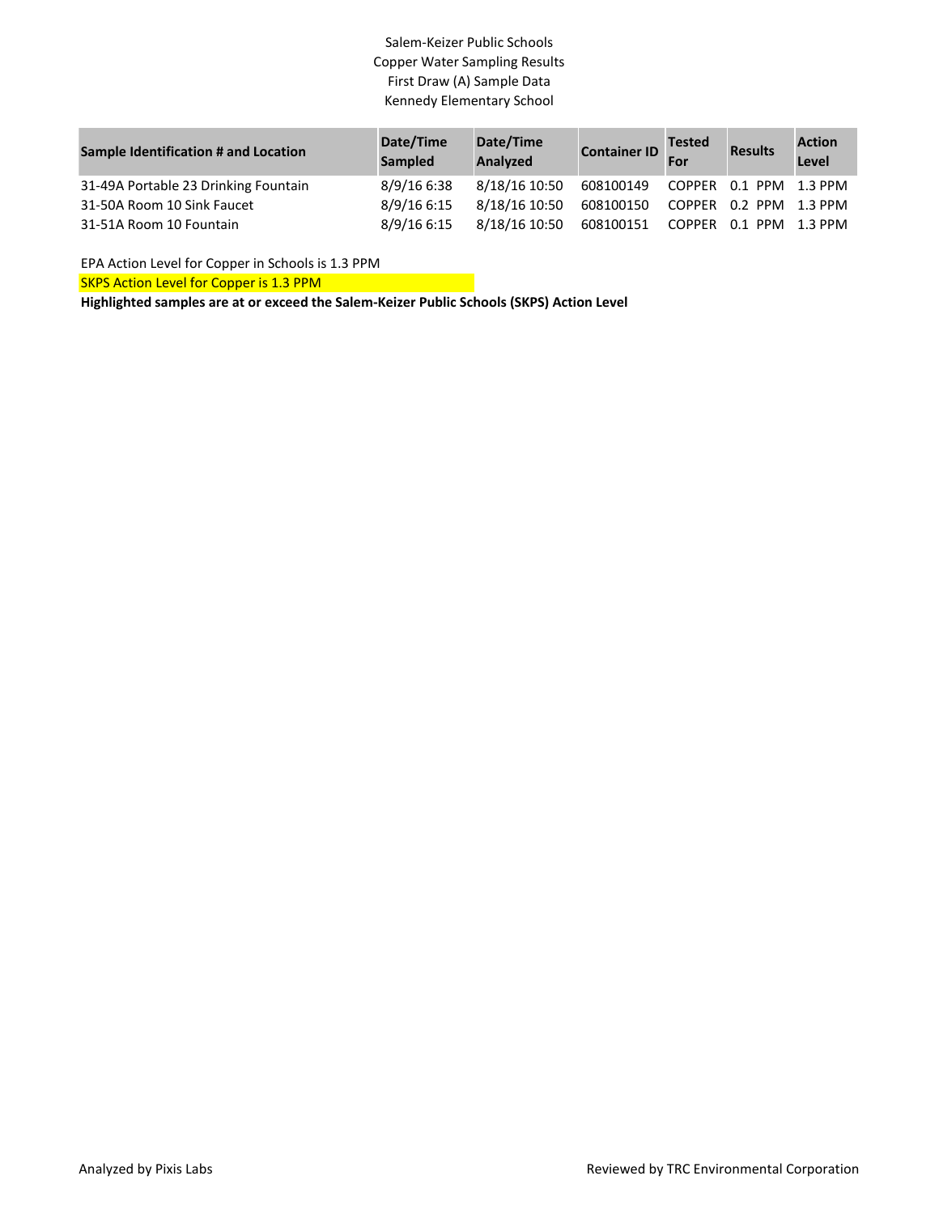Salem-Keizer Public Schools
Copper Water Sampling Results
First Draw (A) Sample Data
Kennedy Elementary School

| Sample Identification # and Location | Date/Time Sampled | Date/Time Analyzed | Container ID | Tested For | Results | Action Level |
|---|---|---|---|---|---|---|
| 31-49A Portable 23 Drinking Fountain | 8/9/16 6:38 | 8/18/16 10:50 | 608100149 | COPPER | 0.1 PPM | 1.3 PPM |
| 31-50A Room 10 Sink Faucet | 8/9/16 6:15 | 8/18/16 10:50 | 608100150 | COPPER | 0.2 PPM | 1.3 PPM |
| 31-51A Room 10 Fountain | 8/9/16 6:15 | 8/18/16 10:50 | 608100151 | COPPER | 0.1 PPM | 1.3 PPM |

EPA Action Level for Copper in Schools is 1.3 PPM

SKPS Action Level for Copper is 1.3 PPM

**Highlighted samples are at or exceed the Salem-Keizer Public Schools (SKPS) Action Level**

Analyzed by Pixis Labs

Reviewed by TRC Environmental Corporation